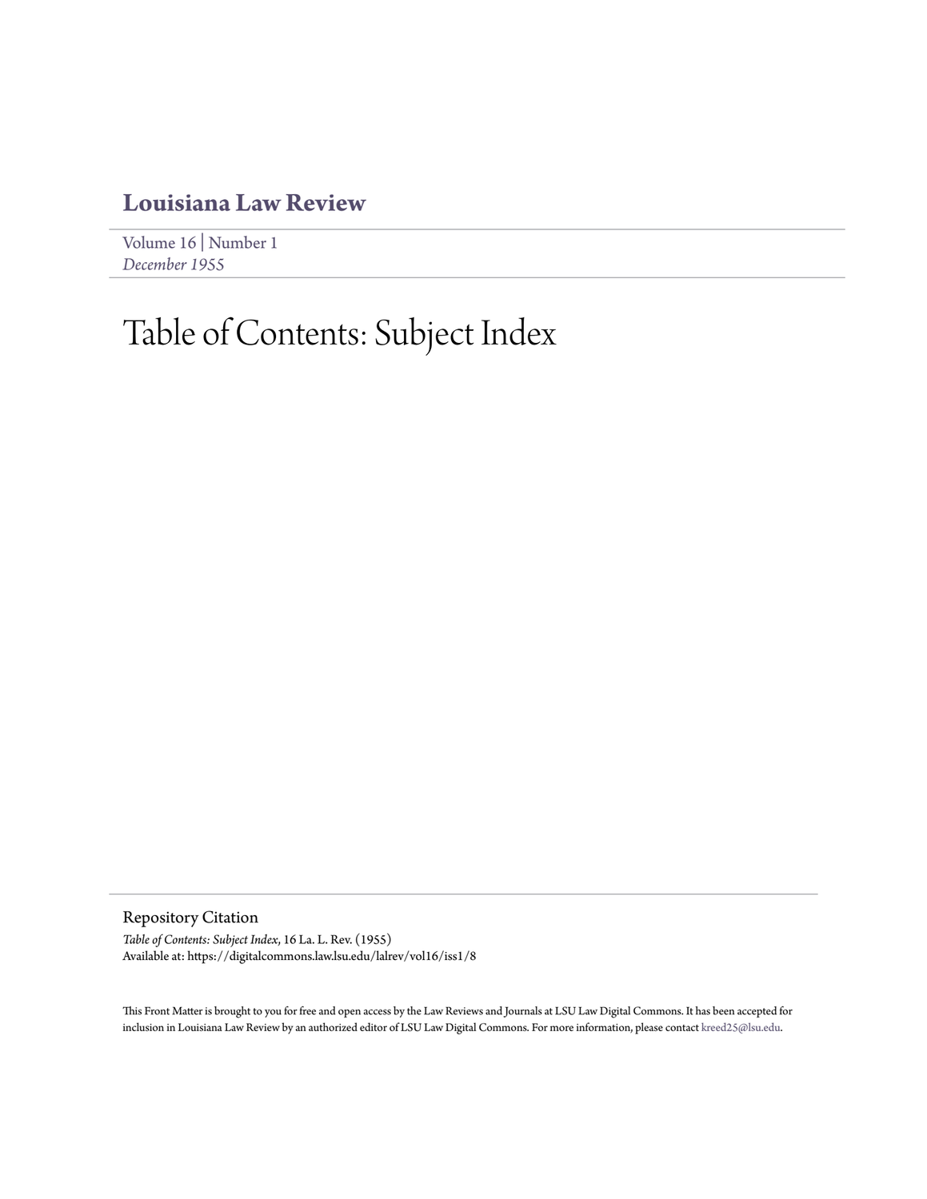# Louisiana Law Review

Volume 16 | Number 1
*December 1955*

# Table of Contents: Subject Index

## Repository Citation

*Table of Contents: Subject Index*, 16 La. L. Rev. (1955)
Available at: https://digitalcommons.law.lsu.edu/lalrev/vol16/iss1/8

This Front Matter is brought to you for free and open access by the Law Reviews and Journals at LSU Law Digital Commons. It has been accepted for inclusion in Louisiana Law Review by an authorized editor of LSU Law Digital Commons. For more information, please contact kreed25@lsu.edu.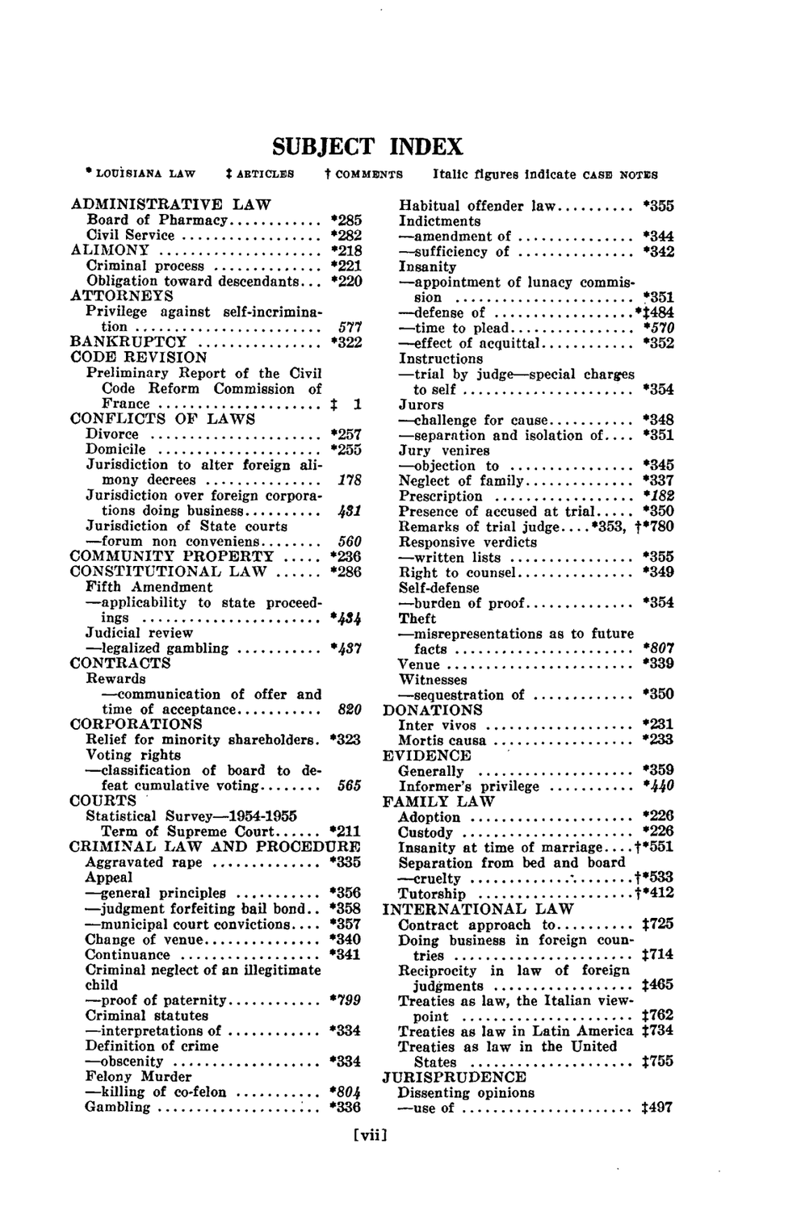# SUBJECT INDEX

\* LOUISIANA LAW ‡ ARTICLES † COMMENTS Italic figures indicate CASE NOTES

ADMINISTRATIVE LAW
- Board of Pharmacy .......... *285
- Civil Service .......... *282

ALIMONY .......... *218
- Criminal process .......... *221
- Obligation toward descendants... *220

ATTORNEYS
- Privilege against self-incrimination .......... *577*

BANKRUPTCY .......... *322

CODE REVISION
- Preliminary Report of the Civil Code Reform Commission of France .......... ‡ 1

CONFLICTS OF LAWS
- Divorce .......... *257
- Domicile .......... *255
- Jurisdiction to alter foreign alimony decrees .......... *178*
- Jurisdiction over foreign corporations doing business .......... *431*
- Jurisdiction of State courts
  - —forum non conveniens .......... *560*

COMMUNITY PROPERTY .......... *236

CONSTITUTIONAL LAW .......... *286
- Fifth Amendment
  - —applicability to state proceedings .......... **434*
- Judicial review
  - —legalized gambling .......... **437*

CONTRACTS
- Rewards
  - —communication of offer and time of acceptance .......... *820*

CORPORATIONS
- Relief for minority shareholders. *323
- Voting rights
  - —classification of board to defeat cumulative voting .......... *565*

COURTS
- Statistical Survey—1954-1955 Term of Supreme Court .......... *211

CRIMINAL LAW AND PROCEDURE
- Aggravated rape .......... *335
- Appeal
  - —general principles .......... *356
  - —judgment forfeiting bail bond.. *358
  - —municipal court convictions.... *357
- Change of venue .......... *340
- Continuance .......... *341
- Criminal neglect of an illegitimate child
  - —proof of paternity .......... **799*
- Criminal statutes
  - —interpretations of .......... *334
- Definition of crime
  - —obscenity .......... *334
- Felony Murder
  - —killing of co-felon .......... **804*
- Gambling .......... *336
- Habitual offender law .......... *355
- Indictments
  - —amendment of .......... *344
  - —sufficiency of .......... *342
- Insanity
  - —appointment of lunacy commission .......... *351
  - —defense of .......... *‡484
  - —time to plead .......... **570*
  - —effect of acquittal .......... *352
- Instructions
  - —trial by judge—special charges to self .......... *354
- Jurors
  - —challenge for cause .......... *348
  - —separation and isolation of.... *351
- Jury venires
  - —objection to .......... *345
- Neglect of family .......... *337
- Prescription .......... **182*
- Presence of accused at trial..... *350
- Remarks of trial judge....*353, †*780
- Responsive verdicts
  - —written lists .......... *355
- Right to counsel .......... *349
- Self-defense
  - —burden of proof .......... *354
- Theft
  - —misrepresentations as to future facts .......... **807*
- Venue .......... *339
- Witnesses
  - —sequestration of .......... *350

DONATIONS
- Inter vivos .......... *231
- Mortis causa .......... *233

EVIDENCE
- Generally .......... *359
- Informer's privilege .......... **440*

FAMILY LAW
- Adoption .......... *226
- Custody .......... *226
- Insanity at time of marriage....†*551
- Separation from bed and board
  - —cruelty .......... †*533
- Tutorship .......... †*412

INTERNATIONAL LAW
- Contract approach to .......... ‡725
- Doing business in foreign countries .......... ‡714
- Reciprocity in law of foreign judgments .......... ‡465
- Treaties as law, the Italian viewpoint .......... ‡762
- Treaties as law in Latin America ‡734
- Treaties as law in the United States .......... ‡755

JURISPRUDENCE
- Dissenting opinions
  - —use of .......... ‡497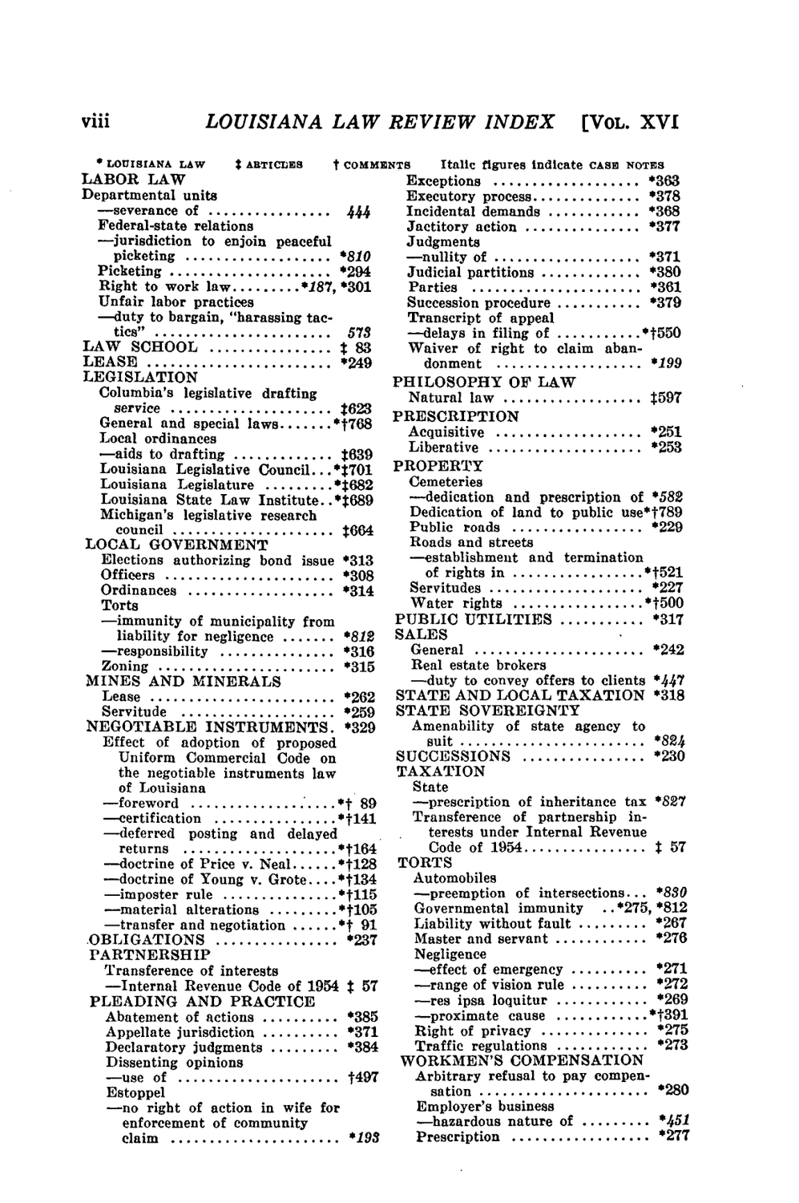* LOUISIANA LAW ‡ ARTICLES † COMMENTS Italic figures indicate CASE NOTES

LABOR LAW
Departmental units
—severance of ................ *444*
Federal-state relations
—jurisdiction to enjoin peaceful picketing ................ **810*
Picketing ................ *294
Right to work law......... **187*, *301
Unfair labor practices
—duty to bargain, "harassing tactics" ................ *573*

LAW SCHOOL ................ ‡ 83

LEASE ................ *249

LEGISLATION
Columbia's legislative drafting service ................ ‡623
General and special laws....... *†768
Local ordinances
—aids to drafting ................ ‡639
Louisiana Legislative Council... *‡701
Louisiana Legislature ......... *‡682
Louisiana State Law Institute.. *‡689
Michigan's legislative research council ................ ‡664

LOCAL GOVERNMENT
Elections authorizing bond issue *313
Officers ................ *308
Ordinances ................ *314
Torts
—immunity of municipality from liability for negligence ....... **812*
—responsibility ................ *316
Zoning ................ *315

MINES AND MINERALS
Lease ................ *262
Servitude ................ *259

NEGOTIABLE INSTRUMENTS. *329
Effect of adoption of proposed Uniform Commercial Code on the negotiable instruments law of Louisiana
—foreword ................ *† 89
—certification ................ *†141
—deferred posting and delayed returns ................ *†164
—doctrine of Price v. Neal...... *†128
—doctrine of Young v. Grote.... *†134
—imposter rule ................ *†115
—material alterations ......... *†105
—transfer and negotiation ...... *† 91

OBLIGATIONS ................ *237

PARTNERSHIP
Transference of interests
—Internal Revenue Code of 1954 ‡ 57

PLEADING AND PRACTICE
Abatement of actions .......... *385
Appellate jurisdiction .......... *371
Declaratory judgments ......... *384
Dissenting opinions
—use of ................ †497
Estoppel
—no right of action in wife for enforcement of community claim ................ **193*
Exceptions ................ *363
Executory process................ *378
Incidental demands ............ *368
Jactitory action ............... *377
Judgments
—nullity of ................ *371
Judicial partitions ............. *380
Parties ................ *361
Succession procedure ........... *379
Transcript of appeal
—delays in filing of ........... *†550
Waiver of right to claim abandonment ................ **199*

PHILOSOPHY OF LAW
Natural law ................ ‡597

PRESCRIPTION
Acquisitive ................ *251
Liberative ................ *253

PROPERTY
Cemeteries
—dedication and prescription of **582*
Dedication of land to public use*†789
Public roads ................ *229
Roads and streets
—establishment and termination of rights in ................ *†521
Servitudes ................ *227
Water rights ................ *†500

PUBLIC UTILITIES ........... *317

SALES
General ................ *242
Real estate brokers
—duty to convey offers to clients **447*

STATE AND LOCAL TAXATION *318

STATE SOVEREIGNTY
Amenability of state agency to suit ................ **824*

SUCCESSIONS ................ *230

TAXATION
State
—prescription of inheritance tax **827*
Transference of partnership interests under Internal Revenue Code of 1954................ ‡ 57

TORTS
Automobiles
—preemption of intersections... **830*
Governmental immunity ..*275, *812
Liability without fault ......... *267
Master and servant ............ *276
Negligence
—effect of emergency .......... *271
—range of vision rule .......... *272
—res ipsa loquitur ............ *269
—proximate cause ............ *†391
Right of privacy ............... *275
Traffic regulations ............ *273

WORKMEN'S COMPENSATION
Arbitrary refusal to pay compensation ................ *280
Employer's business
—hazardous nature of ......... **451*
Prescription ................ *277